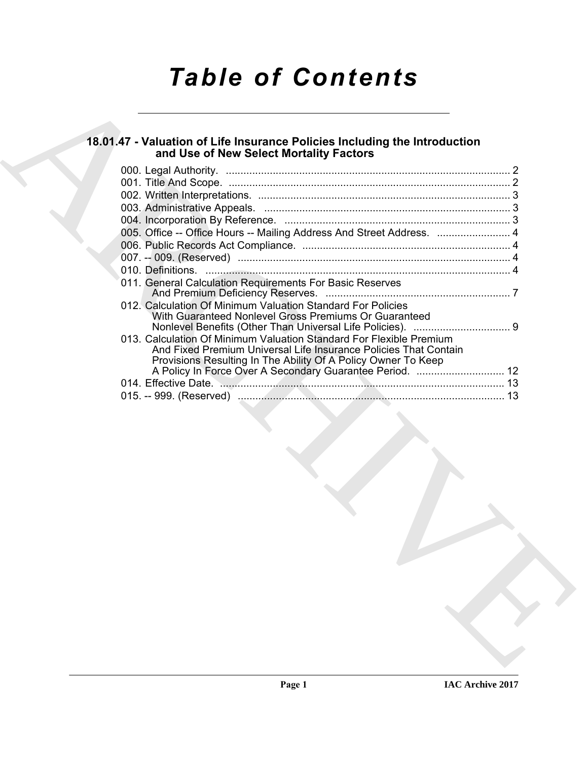# *Table of Contents*

## 18.01.47 - Valuation of Life Insurance Policies Including the Introduction and Use of New Select Mortality Factors

000. Legal Authority. ................................................................................................ 2
001. Title And Scope. ................................................................................................ 2
002. Written Interpretations. ...................................................................................... 3
003. Administrative Appeals. .................................................................................... 3
004. Incorporation By Reference. ............................................................................. 3
005. Office -- Office Hours -- Mailing Address And Street Address. ......................... 4
006. Public Records Act Compliance. ....................................................................... 4
007. -- 009. (Reserved) ............................................................................................. 4
010. Definitions. ........................................................................................................ 4
011. General Calculation Requirements For Basic Reserves And Premium Deficiency Reserves. ............................................................... 7
012. Calculation Of Minimum Valuation Standard For Policies With Guaranteed Nonlevel Gross Premiums Or Guaranteed Nonlevel Benefits (Other Than Universal Life Policies). ................................. 9
013. Calculation Of Minimum Valuation Standard For Flexible Premium And Fixed Premium Universal Life Insurance Policies That Contain Provisions Resulting In The Ability Of A Policy Owner To Keep A Policy In Force Over A Secondary Guarantee Period. .............................. 12
014. Effective Date. ................................................................................................. 13
015. -- 999. (Reserved) ........................................................................................... 13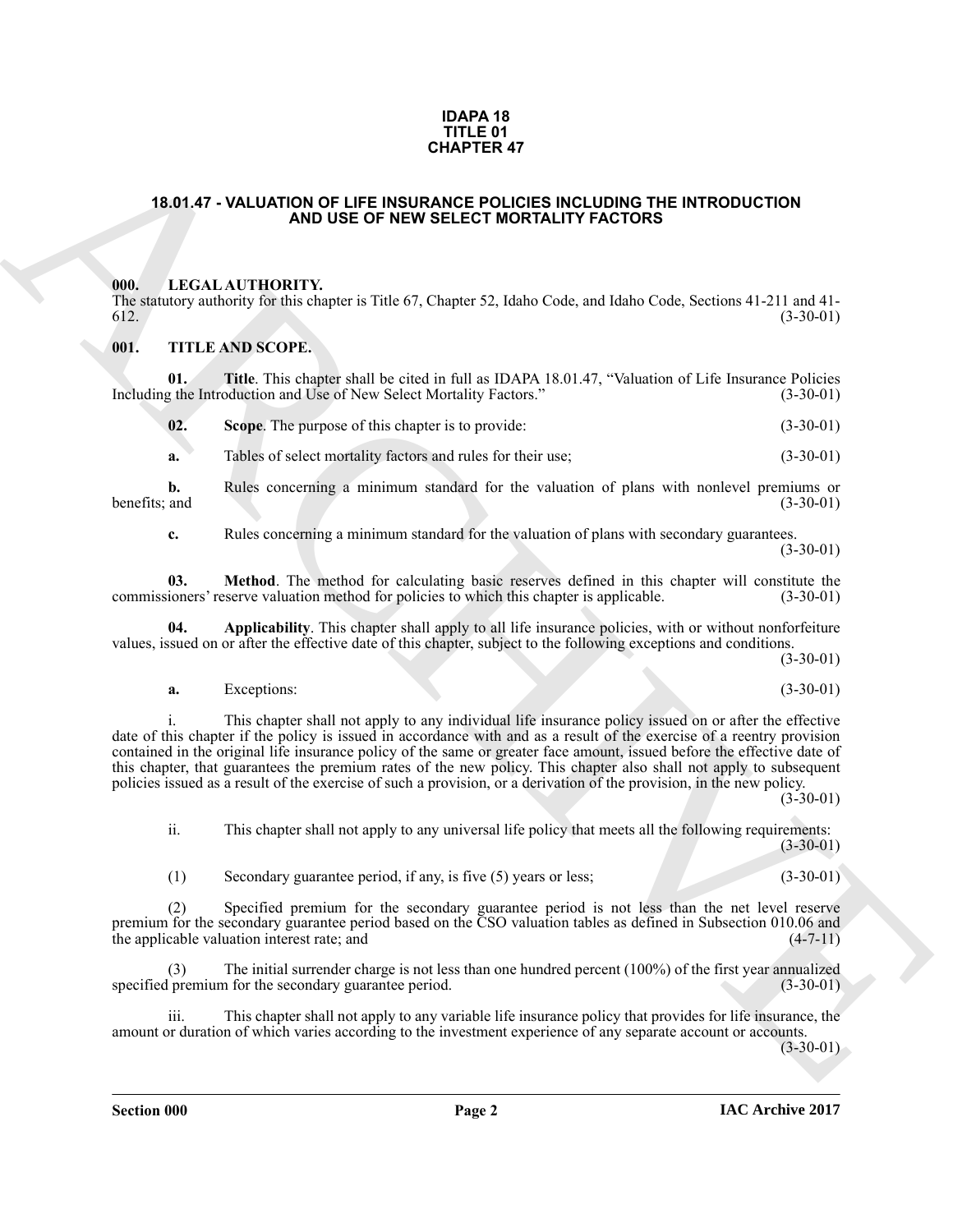# IDAPA 18
# TITLE 01
# CHAPTER 47

## 18.01.47 - VALUATION OF LIFE INSURANCE POLICIES INCLUDING THE INTRODUCTION AND USE OF NEW SELECT MORTALITY FACTORS

### 000. LEGAL AUTHORITY.

The statutory authority for this chapter is Title 67, Chapter 52, Idaho Code, and Idaho Code, Sections 41-211 and 41-612. (3-30-01)

### 001. TITLE AND SCOPE.

**01. Title**. This chapter shall be cited in full as IDAPA 18.01.47, "Valuation of Life Insurance Policies Including the Introduction and Use of New Select Mortality Factors." (3-30-01)

**02. Scope**. The purpose of this chapter is to provide: (3-30-01)

**a.** Tables of select mortality factors and rules for their use; (3-30-01)

**b.** Rules concerning a minimum standard for the valuation of plans with nonlevel premiums or benefits; and (3-30-01)

**c.** Rules concerning a minimum standard for the valuation of plans with secondary guarantees. (3-30-01)

**03. Method**. The method for calculating basic reserves defined in this chapter will constitute the commissioners' reserve valuation method for policies to which this chapter is applicable. (3-30-01)

**04. Applicability**. This chapter shall apply to all life insurance policies, with or without nonforfeiture values, issued on or after the effective date of this chapter, subject to the following exceptions and conditions. (3-30-01)

**a.** Exceptions: (3-30-01)

i. This chapter shall not apply to any individual life insurance policy issued on or after the effective date of this chapter if the policy is issued in accordance with and as a result of the exercise of a reentry provision contained in the original life insurance policy of the same or greater face amount, issued before the effective date of this chapter, that guarantees the premium rates of the new policy. This chapter also shall not apply to subsequent policies issued as a result of the exercise of such a provision, or a derivation of the provision, in the new policy. (3-30-01)

ii. This chapter shall not apply to any universal life policy that meets all the following requirements: (3-30-01)

(1) Secondary guarantee period, if any, is five (5) years or less; (3-30-01)

(2) Specified premium for the secondary guarantee period is not less than the net level reserve premium for the secondary guarantee period based on the CSO valuation tables as defined in Subsection 010.06 and the applicable valuation interest rate; and (4-7-11)

(3) The initial surrender charge is not less than one hundred percent (100%) of the first year annualized specified premium for the secondary guarantee period. (3-30-01)

iii. This chapter shall not apply to any variable life insurance policy that provides for life insurance, the amount or duration of which varies according to the investment experience of any separate account or accounts. (3-30-01)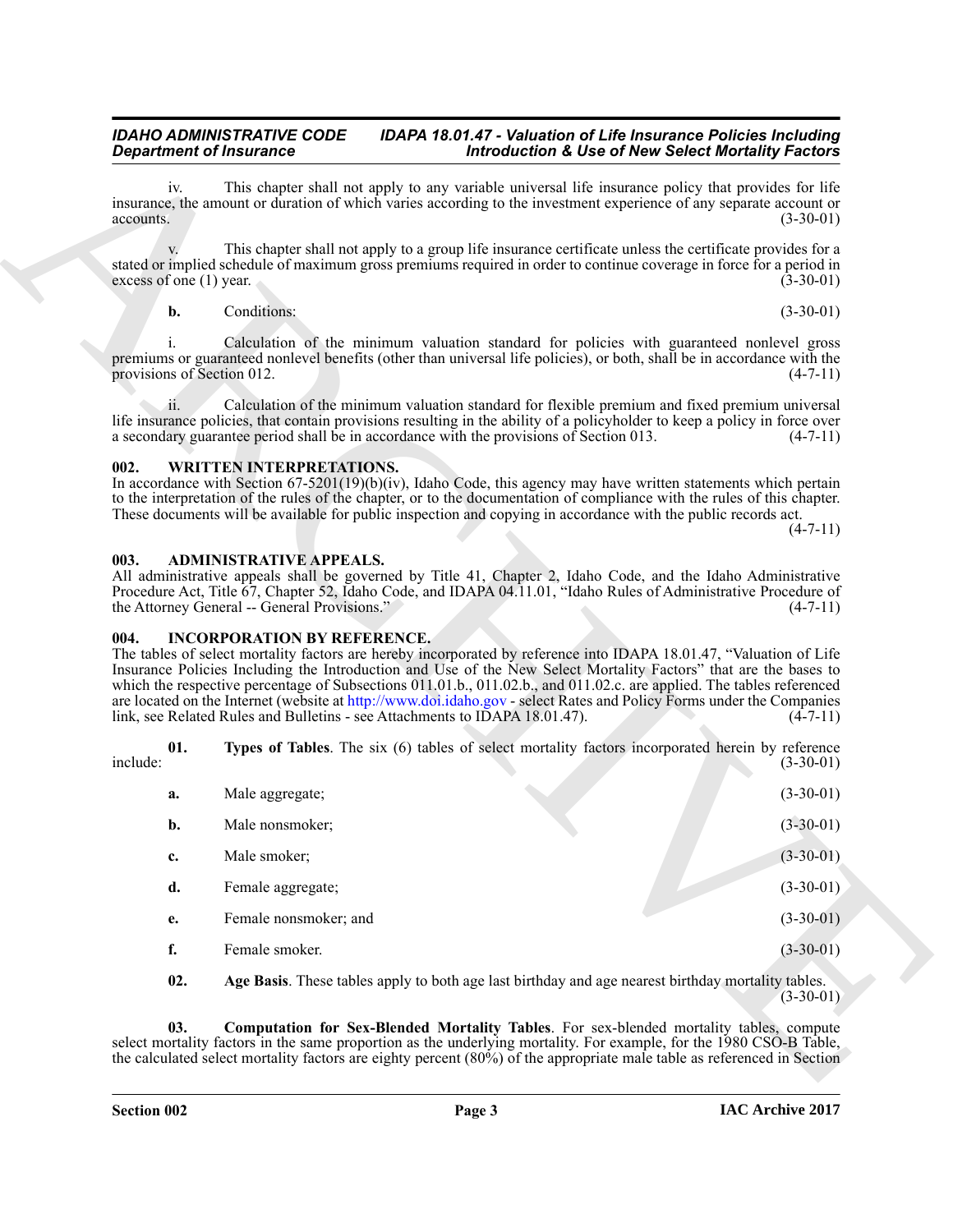iv. This chapter shall not apply to any variable universal life insurance policy that provides for life insurance, the amount or duration of which varies according to the investment experience of any separate account or accounts. (3-30-01)

v. This chapter shall not apply to a group life insurance certificate unless the certificate provides for a stated or implied schedule of maximum gross premiums required in order to continue coverage in force for a period in excess of one (1) year. (3-30-01)

**b.** Conditions: (3-30-01)

i. Calculation of the minimum valuation standard for policies with guaranteed nonlevel gross premiums or guaranteed nonlevel benefits (other than universal life policies), or both, shall be in accordance with the provisions of Section 012. (4-7-11)

ii. Calculation of the minimum valuation standard for flexible premium and fixed premium universal life insurance policies, that contain provisions resulting in the ability of a policyholder to keep a policy in force over a secondary guarantee period shall be in accordance with the provisions of Section 013. (4-7-11)

## 002. WRITTEN INTERPRETATIONS.

In accordance with Section 67-5201(19)(b)(iv), Idaho Code, this agency may have written statements which pertain to the interpretation of the rules of the chapter, or to the documentation of compliance with the rules of this chapter. These documents will be available for public inspection and copying in accordance with the public records act. (4-7-11)

## 003. ADMINISTRATIVE APPEALS.

All administrative appeals shall be governed by Title 41, Chapter 2, Idaho Code, and the Idaho Administrative Procedure Act, Title 67, Chapter 52, Idaho Code, and IDAPA 04.11.01, "Idaho Rules of Administrative Procedure of the Attorney General -- General Provisions." (4-7-11)

## 004. INCORPORATION BY REFERENCE.

The tables of select mortality factors are hereby incorporated by reference into IDAPA 18.01.47, "Valuation of Life Insurance Policies Including the Introduction and Use of the New Select Mortality Factors" that are the bases to which the respective percentage of Subsections 011.01.b., 011.02.b., and 011.02.c. are applied. The tables referenced are located on the Internet (website at http://www.doi.idaho.gov - select Rates and Policy Forms under the Companies link, see Related Rules and Bulletins - see Attachments to IDAPA 18.01.47). (4-7-11)

**01. Types of Tables**. The six (6) tables of select mortality factors incorporated herein by reference include: (3-30-01)

**a.** Male aggregate; (3-30-01)

**b.** Male nonsmoker; (3-30-01)

**c.** Male smoker; (3-30-01)

**d.** Female aggregate; (3-30-01)

**e.** Female nonsmoker; and (3-30-01)

**f.** Female smoker. (3-30-01)

**02. Age Basis**. These tables apply to both age last birthday and age nearest birthday mortality tables. (3-30-01)

**03. Computation for Sex-Blended Mortality Tables**. For sex-blended mortality tables, compute select mortality factors in the same proportion as the underlying mortality. For example, for the 1980 CSO-B Table, the calculated select mortality factors are eighty percent (80%) of the appropriate male table as referenced in Section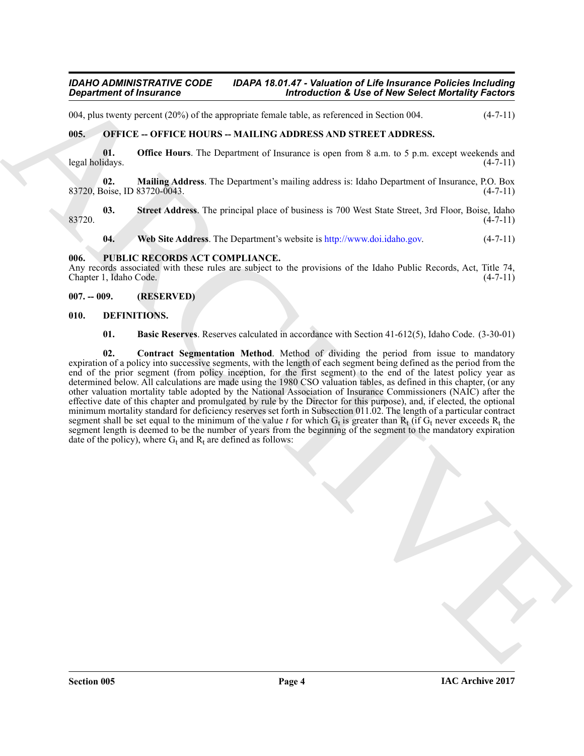004, plus twenty percent (20%) of the appropriate female table, as referenced in Section 004. (4-7-11)

## 005. OFFICE -- OFFICE HOURS -- MAILING ADDRESS AND STREET ADDRESS.

**01. Office Hours**. The Department of Insurance is open from 8 a.m. to 5 p.m. except weekends and legal holidays. (4-7-11)

**02. Mailing Address**. The Department's mailing address is: Idaho Department of Insurance, P.O. Box 83720, Boise, ID 83720-0043. (4-7-11)

**03. Street Address**. The principal place of business is 700 West State Street, 3rd Floor, Boise, Idaho 83720. (4-7-11)

**04. Web Site Address**. The Department's website is http://www.doi.idaho.gov. (4-7-11)

## 006. PUBLIC RECORDS ACT COMPLIANCE.

Any records associated with these rules are subject to the provisions of the Idaho Public Records, Act, Title 74, Chapter 1, Idaho Code. (4-7-11)

## 007. -- 009. (RESERVED)

## 010. DEFINITIONS.

**01. Basic Reserves**. Reserves calculated in accordance with Section 41-612(5), Idaho Code. (3-30-01)

**02. Contract Segmentation Method**. Method of dividing the period from issue to mandatory expiration of a policy into successive segments, with the length of each segment being defined as the period from the end of the prior segment (from policy inception, for the first segment) to the end of the latest policy year as determined below. All calculations are made using the 1980 CSO valuation tables, as defined in this chapter, (or any other valuation mortality table adopted by the National Association of Insurance Commissioners (NAIC) after the effective date of this chapter and promulgated by rule by the Director for this purpose), and, if elected, the optional minimum mortality standard for deficiency reserves set forth in Subsection 011.02. The length of a particular contract segment shall be set equal to the minimum of the value *t* for which $G_t$ is greater than $R_t$ (if $G_t$ never exceeds $R_t$ the segment length is deemed to be the number of years from the beginning of the segment to the mandatory expiration date of the policy), where $G_t$ and $R_t$ are defined as follows: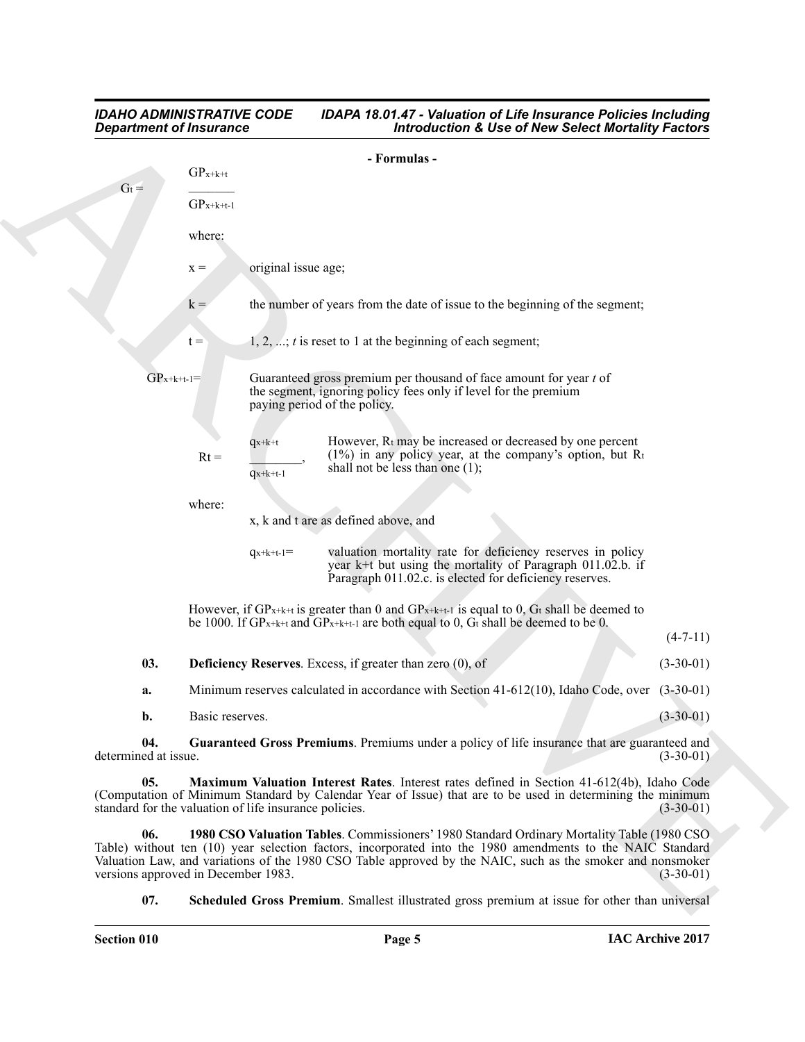**- Formulas -**

$$G_t = \frac{GP_{x+k+t}}{GP_{x+k+t-1}}$$

where:

$x$ = original issue age;

$k$ = the number of years from the date of issue to the beginning of the segment;

$t$ = 1, 2, ...; *t* is reset to 1 at the beginning of each segment;

$GP_{x+k+t-1}$ = Guaranteed gross premium per thousand of face amount for year *t* of the segment, ignoring policy fees only if level for the premium paying period of the policy.

$$R_t = \frac{q_{x+k+t}}{q_{x+k+t-1}},$$

However, $R_t$ may be increased or decreased by one percent (1%) in any policy year, at the company's option, but $R_t$ shall not be less than one (1);

where:

x, k and t are as defined above, and

$q_{x+k+t-1}$ = valuation mortality rate for deficiency reserves in policy year k+t but using the mortality of Paragraph 011.02.b. if Paragraph 011.02.c. is elected for deficiency reserves.

However, if $GP_{x+k+t}$ is greater than 0 and $GP_{x+k+t-1}$ is equal to 0, $G_t$ shall be deemed to be 1000. If $GP_{x+k+t}$ and $GP_{x+k+t-1}$ are both equal to 0, $G_t$ shall be deemed to be 0. (4-7-11)

**03. Deficiency Reserves**. Excess, if greater than zero (0), of (3-30-01)

**a.** Minimum reserves calculated in accordance with Section 41-612(10), Idaho Code, over (3-30-01)

**b.** Basic reserves. (3-30-01)

**04. Guaranteed Gross Premiums**. Premiums under a policy of life insurance that are guaranteed and determined at issue. (3-30-01)

**05. Maximum Valuation Interest Rates**. Interest rates defined in Section 41-612(4b), Idaho Code (Computation of Minimum Standard by Calendar Year of Issue) that are to be used in determining the minimum standard for the valuation of life insurance policies. (3-30-01)

**06. 1980 CSO Valuation Tables**. Commissioners' 1980 Standard Ordinary Mortality Table (1980 CSO Table) without ten (10) year selection factors, incorporated into the 1980 amendments to the NAIC Standard Valuation Law, and variations of the 1980 CSO Table approved by the NAIC, such as the smoker and nonsmoker versions approved in December 1983. (3-30-01)

**07. Scheduled Gross Premium**. Smallest illustrated gross premium at issue for other than universal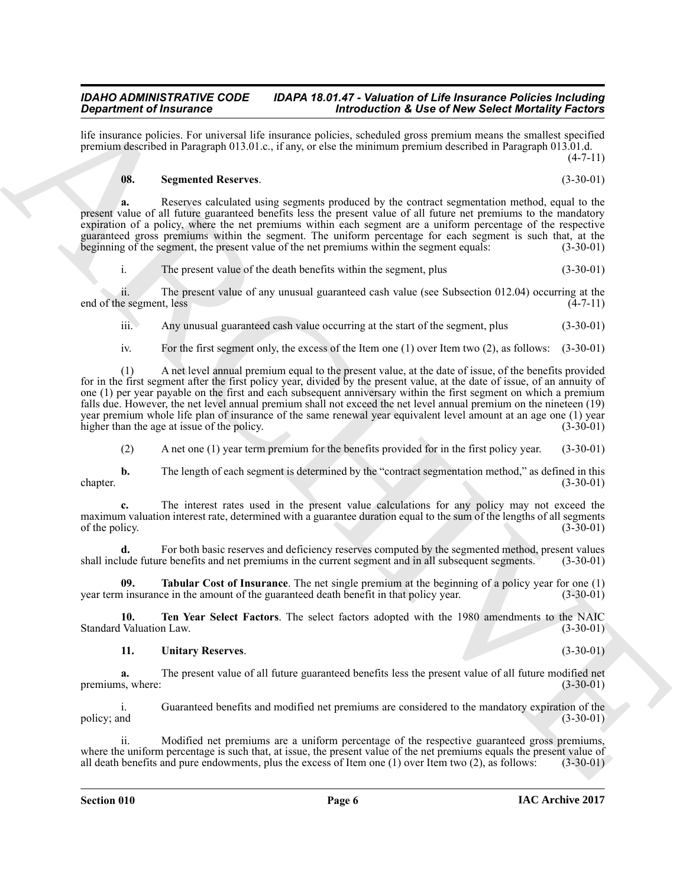life insurance policies. For universal life insurance policies, scheduled gross premium means the smallest specified premium described in Paragraph 013.01.c., if any, or else the minimum premium described in Paragraph 013.01.d. (4-7-11)

**08. Segmented Reserves**. (3-30-01)

**a.** Reserves calculated using segments produced by the contract segmentation method, equal to the present value of all future guaranteed benefits less the present value of all future net premiums to the mandatory expiration of a policy, where the net premiums within each segment are a uniform percentage of the respective guaranteed gross premiums within the segment. The uniform percentage for each segment is such that, at the beginning of the segment, the present value of the net premiums within the segment equals: (3-30-01)

i. The present value of the death benefits within the segment, plus (3-30-01)

ii. The present value of any unusual guaranteed cash value (see Subsection 012.04) occurring at the end of the segment, less (4-7-11)

iii. Any unusual guaranteed cash value occurring at the start of the segment, plus (3-30-01)

iv. For the first segment only, the excess of the Item one (1) over Item two (2), as follows: (3-30-01)

(1) A net level annual premium equal to the present value, at the date of issue, of the benefits provided for in the first segment after the first policy year, divided by the present value, at the date of issue, of an annuity of one (1) per year payable on the first and each subsequent anniversary within the first segment on which a premium falls due. However, the net level annual premium shall not exceed the net level annual premium on the nineteen (19) year premium whole life plan of insurance of the same renewal year equivalent level amount at an age one (1) year higher than the age at issue of the policy. (3-30-01)

(2) A net one (1) year term premium for the benefits provided for in the first policy year. (3-30-01)

**b.** The length of each segment is determined by the "contract segmentation method," as defined in this chapter. (3-30-01)

**c.** The interest rates used in the present value calculations for any policy may not exceed the maximum valuation interest rate, determined with a guarantee duration equal to the sum of the lengths of all segments of the policy. (3-30-01)

**d.** For both basic reserves and deficiency reserves computed by the segmented method, present values shall include future benefits and net premiums in the current segment and in all subsequent segments. (3-30-01)

**09. Tabular Cost of Insurance**. The net single premium at the beginning of a policy year for one (1) year term insurance in the amount of the guaranteed death benefit in that policy year. (3-30-01)

**10. Ten Year Select Factors**. The select factors adopted with the 1980 amendments to the NAIC Standard Valuation Law. (3-30-01)

**11. Unitary Reserves**. (3-30-01)

**a.** The present value of all future guaranteed benefits less the present value of all future modified net premiums, where: (3-30-01)

i. Guaranteed benefits and modified net premiums are considered to the mandatory expiration of the policy; and (3-30-01)

ii. Modified net premiums are a uniform percentage of the respective guaranteed gross premiums, where the uniform percentage is such that, at issue, the present value of the net premiums equals the present value of all death benefits and pure endowments, plus the excess of Item one (1) over Item two (2), as follows: (3-30-01)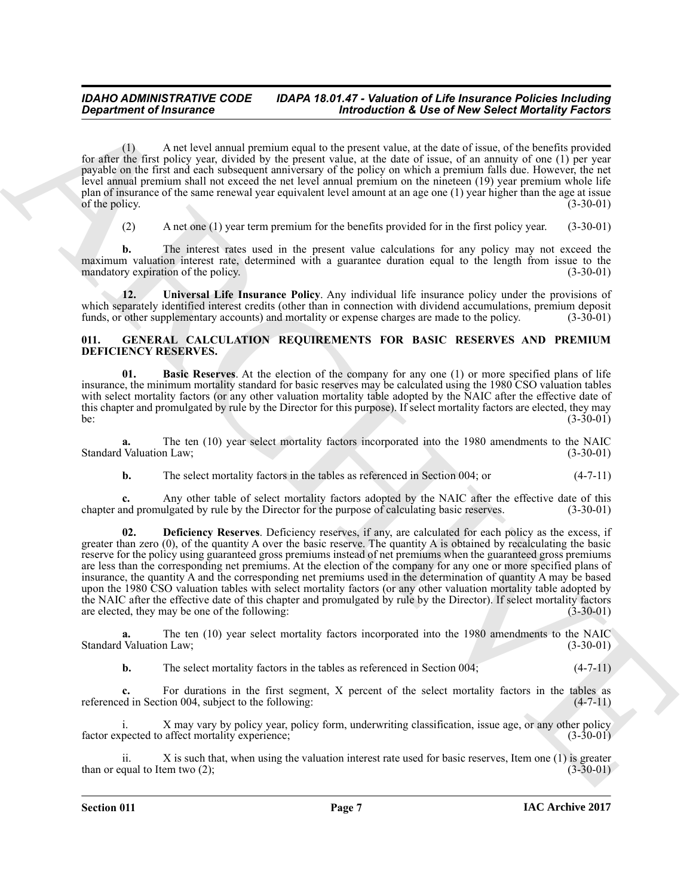(1) A net level annual premium equal to the present value, at the date of issue, of the benefits provided for after the first policy year, divided by the present value, at the date of issue, of an annuity of one (1) per year payable on the first and each subsequent anniversary of the policy on which a premium falls due. However, the net level annual premium shall not exceed the net level annual premium on the nineteen (19) year premium whole life plan of insurance of the same renewal year equivalent level amount at an age one (1) year higher than the age at issue of the policy. (3-30-01)

(2) A net one (1) year term premium for the benefits provided for in the first policy year. (3-30-01)

**b.** The interest rates used in the present value calculations for any policy may not exceed the maximum valuation interest rate, determined with a guarantee duration equal to the length from issue to the mandatory expiration of the policy. (3-30-01)

**12. Universal Life Insurance Policy**. Any individual life insurance policy under the provisions of which separately identified interest credits (other than in connection with dividend accumulations, premium deposit funds, or other supplementary accounts) and mortality or expense charges are made to the policy. (3-30-01)

## 011. GENERAL CALCULATION REQUIREMENTS FOR BASIC RESERVES AND PREMIUM DEFICIENCY RESERVES.

**01. Basic Reserves**. At the election of the company for any one (1) or more specified plans of life insurance, the minimum mortality standard for basic reserves may be calculated using the 1980 CSO valuation tables with select mortality factors (or any other valuation mortality table adopted by the NAIC after the effective date of this chapter and promulgated by rule by the Director for this purpose). If select mortality factors are elected, they may be: (3-30-01)

**a.** The ten (10) year select mortality factors incorporated into the 1980 amendments to the NAIC Standard Valuation Law; (3-30-01)

**b.** The select mortality factors in the tables as referenced in Section 004; or (4-7-11)

**c.** Any other table of select mortality factors adopted by the NAIC after the effective date of this chapter and promulgated by rule by the Director for the purpose of calculating basic reserves. (3-30-01)

**02. Deficiency Reserves**. Deficiency reserves, if any, are calculated for each policy as the excess, if greater than zero (0), of the quantity A over the basic reserve. The quantity A is obtained by recalculating the basic reserve for the policy using guaranteed gross premiums instead of net premiums when the guaranteed gross premiums are less than the corresponding net premiums. At the election of the company for any one or more specified plans of insurance, the quantity A and the corresponding net premiums used in the determination of quantity A may be based upon the 1980 CSO valuation tables with select mortality factors (or any other valuation mortality table adopted by the NAIC after the effective date of this chapter and promulgated by rule by the Director). If select mortality factors are elected, they may be one of the following: (3-30-01)

**a.** The ten (10) year select mortality factors incorporated into the 1980 amendments to the NAIC Standard Valuation Law; (3-30-01)

**b.** The select mortality factors in the tables as referenced in Section 004; (4-7-11)

**c.** For durations in the first segment, X percent of the select mortality factors in the tables as referenced in Section 004, subject to the following: (4-7-11)

i. X may vary by policy year, policy form, underwriting classification, issue age, or any other policy factor expected to affect mortality experience; (3-30-01)

ii. X is such that, when using the valuation interest rate used for basic reserves, Item one (1) is greater than or equal to Item two (2); (3-30-01)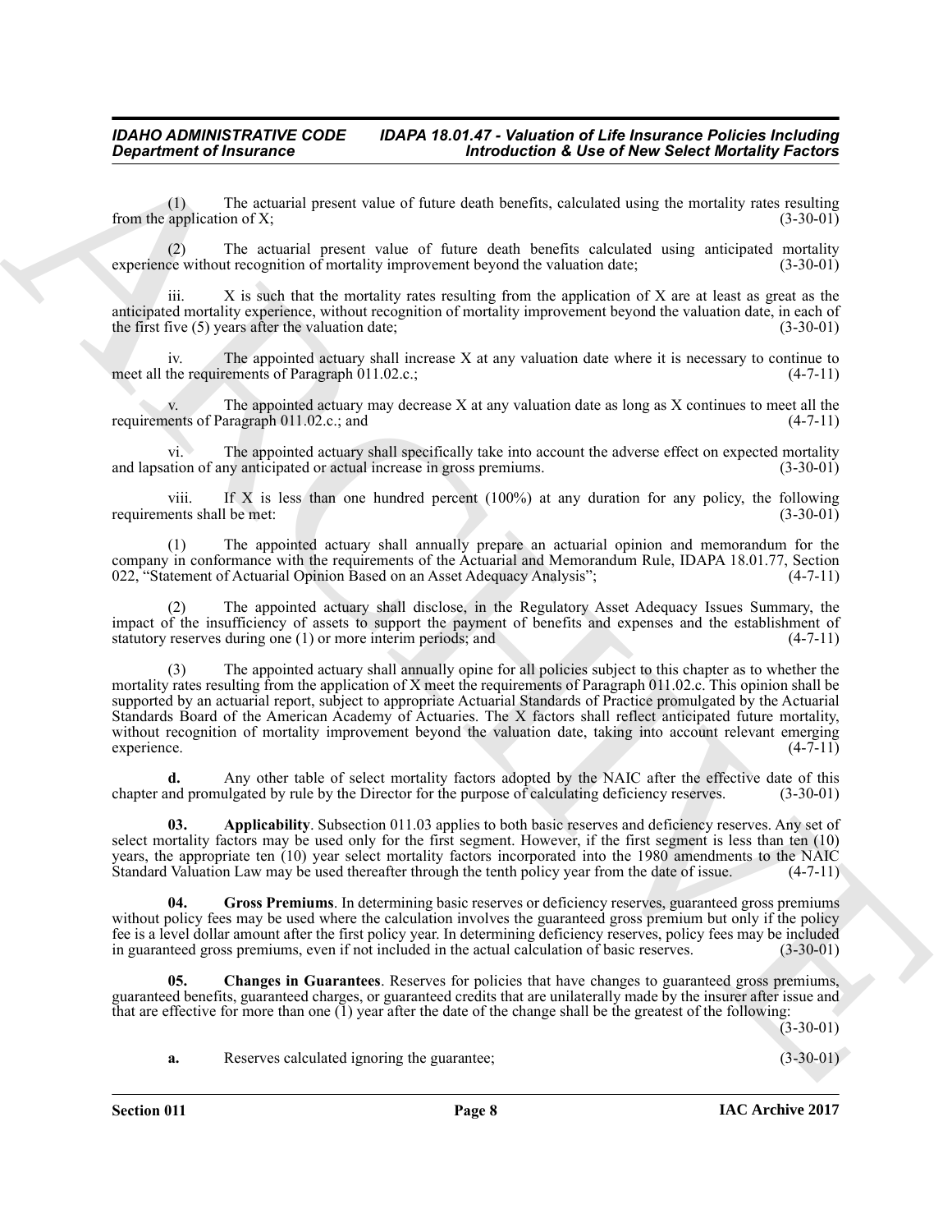(1) The actuarial present value of future death benefits, calculated using the mortality rates resulting from the application of X; (3-30-01)

(2) The actuarial present value of future death benefits calculated using anticipated mortality experience without recognition of mortality improvement beyond the valuation date; (3-30-01)

iii. X is such that the mortality rates resulting from the application of X are at least as great as the anticipated mortality experience, without recognition of mortality improvement beyond the valuation date, in each of the first five (5) years after the valuation date; (3-30-01)

iv. The appointed actuary shall increase X at any valuation date where it is necessary to continue to meet all the requirements of Paragraph 011.02.c.; (4-7-11)

v. The appointed actuary may decrease X at any valuation date as long as X continues to meet all the requirements of Paragraph 011.02.c.; and (4-7-11)

vi. The appointed actuary shall specifically take into account the adverse effect on expected mortality and lapsation of any anticipated or actual increase in gross premiums. (3-30-01)

viii. If X is less than one hundred percent (100%) at any duration for any policy, the following requirements shall be met: (3-30-01)

(1) The appointed actuary shall annually prepare an actuarial opinion and memorandum for the company in conformance with the requirements of the Actuarial and Memorandum Rule, IDAPA 18.01.77, Section 022, "Statement of Actuarial Opinion Based on an Asset Adequacy Analysis"; (4-7-11)

(2) The appointed actuary shall disclose, in the Regulatory Asset Adequacy Issues Summary, the impact of the insufficiency of assets to support the payment of benefits and expenses and the establishment of statutory reserves during one (1) or more interim periods; and (4-7-11)

(3) The appointed actuary shall annually opine for all policies subject to this chapter as to whether the mortality rates resulting from the application of X meet the requirements of Paragraph 011.02.c. This opinion shall be supported by an actuarial report, subject to appropriate Actuarial Standards of Practice promulgated by the Actuarial Standards Board of the American Academy of Actuaries. The X factors shall reflect anticipated future mortality, without recognition of mortality improvement beyond the valuation date, taking into account relevant emerging experience. (4-7-11)

**d.** Any other table of select mortality factors adopted by the NAIC after the effective date of this chapter and promulgated by rule by the Director for the purpose of calculating deficiency reserves. (3-30-01)

**03. Applicability**. Subsection 011.03 applies to both basic reserves and deficiency reserves. Any set of select mortality factors may be used only for the first segment. However, if the first segment is less than ten (10) years, the appropriate ten (10) year select mortality factors incorporated into the 1980 amendments to the NAIC Standard Valuation Law may be used thereafter through the tenth policy year from the date of issue. (4-7-11)

**04. Gross Premiums**. In determining basic reserves or deficiency reserves, guaranteed gross premiums without policy fees may be used where the calculation involves the guaranteed gross premium but only if the policy fee is a level dollar amount after the first policy year. In determining deficiency reserves, policy fees may be included in guaranteed gross premiums, even if not included in the actual calculation of basic reserves. (3-30-01)

**05. Changes in Guarantees**. Reserves for policies that have changes to guaranteed gross premiums, guaranteed benefits, guaranteed charges, or guaranteed credits that are unilaterally made by the insurer after issue and that are effective for more than one (1) year after the date of the change shall be the greatest of the following: (3-30-01)

**a.** Reserves calculated ignoring the guarantee; (3-30-01)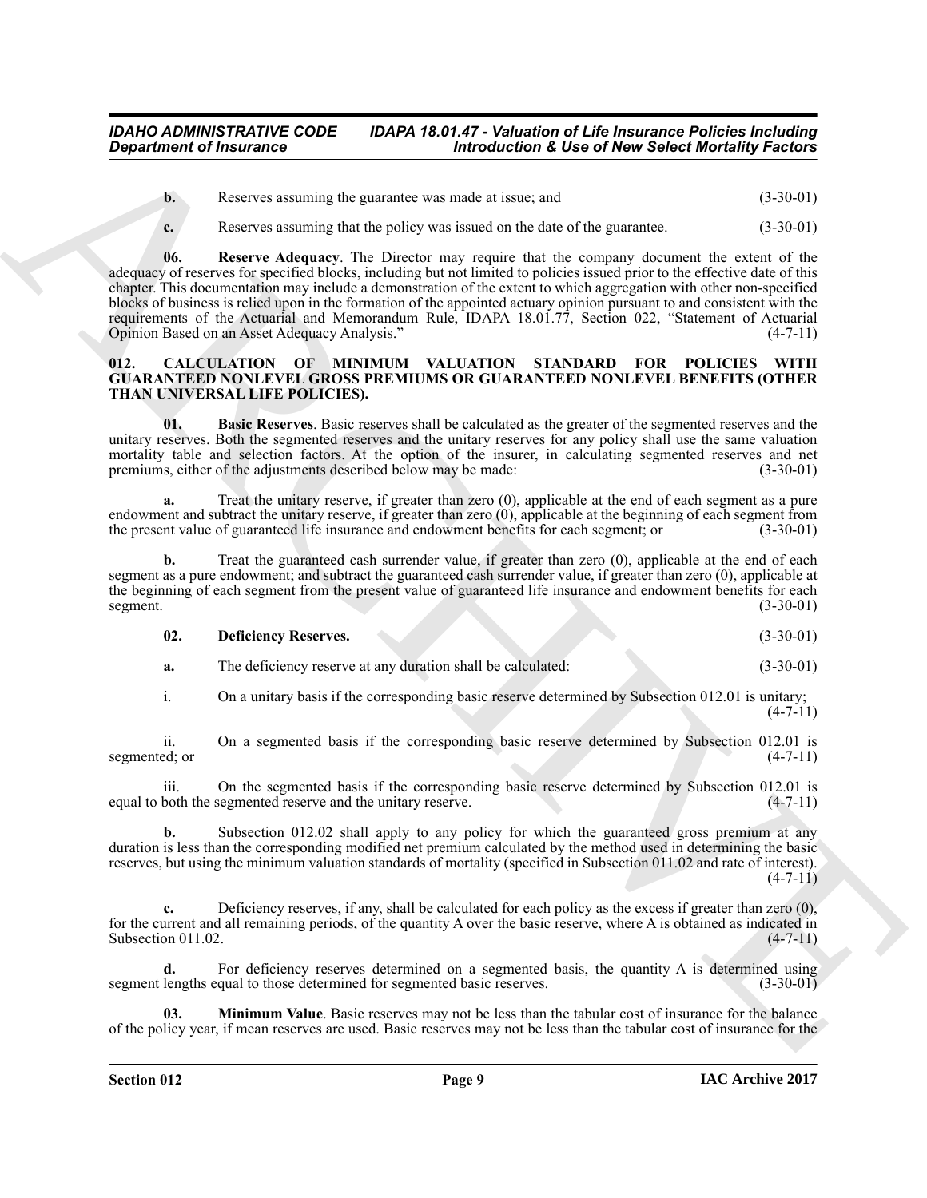**b.** Reserves assuming the guarantee was made at issue; and (3-30-01)

**c.** Reserves assuming that the policy was issued on the date of the guarantee. (3-30-01)

**06. Reserve Adequacy**. The Director may require that the company document the extent of the adequacy of reserves for specified blocks, including but not limited to policies issued prior to the effective date of this chapter. This documentation may include a demonstration of the extent to which aggregation with other non-specified blocks of business is relied upon in the formation of the appointed actuary opinion pursuant to and consistent with the requirements of the Actuarial and Memorandum Rule, IDAPA 18.01.77, Section 022, "Statement of Actuarial Opinion Based on an Asset Adequacy Analysis." (4-7-11)

## 012. CALCULATION OF MINIMUM VALUATION STANDARD FOR POLICIES WITH GUARANTEED NONLEVEL GROSS PREMIUMS OR GUARANTEED NONLEVEL BENEFITS (OTHER THAN UNIVERSAL LIFE POLICIES).

**01. Basic Reserves**. Basic reserves shall be calculated as the greater of the segmented reserves and the unitary reserves. Both the segmented reserves and the unitary reserves for any policy shall use the same valuation mortality table and selection factors. At the option of the insurer, in calculating segmented reserves and net premiums, either of the adjustments described below may be made: (3-30-01)

**a.** Treat the unitary reserve, if greater than zero (0), applicable at the end of each segment as a pure endowment and subtract the unitary reserve, if greater than zero (0), applicable at the beginning of each segment from the present value of guaranteed life insurance and endowment benefits for each segment; or (3-30-01)

**b.** Treat the guaranteed cash surrender value, if greater than zero (0), applicable at the end of each segment as a pure endowment; and subtract the guaranteed cash surrender value, if greater than zero (0), applicable at the beginning of each segment from the present value of guaranteed life insurance and endowment benefits for each segment. (3-30-01)

**02. Deficiency Reserves.** (3-30-01)

**a.** The deficiency reserve at any duration shall be calculated: (3-30-01)

i. On a unitary basis if the corresponding basic reserve determined by Subsection 012.01 is unitary; (4-7-11)

ii. On a segmented basis if the corresponding basic reserve determined by Subsection 012.01 is segmented; or (4-7-11)

iii. On the segmented basis if the corresponding basic reserve determined by Subsection 012.01 is equal to both the segmented reserve and the unitary reserve. (4-7-11)

**b.** Subsection 012.02 shall apply to any policy for which the guaranteed gross premium at any duration is less than the corresponding modified net premium calculated by the method used in determining the basic reserves, but using the minimum valuation standards of mortality (specified in Subsection 011.02 and rate of interest). (4-7-11)

**c.** Deficiency reserves, if any, shall be calculated for each policy as the excess if greater than zero (0), for the current and all remaining periods, of the quantity A over the basic reserve, where A is obtained as indicated in Subsection 011.02. (4-7-11)

**d.** For deficiency reserves determined on a segmented basis, the quantity A is determined using segment lengths equal to those determined for segmented basic reserves. (3-30-01)

**03. Minimum Value**. Basic reserves may not be less than the tabular cost of insurance for the balance of the policy year, if mean reserves are used. Basic reserves may not be less than the tabular cost of insurance for the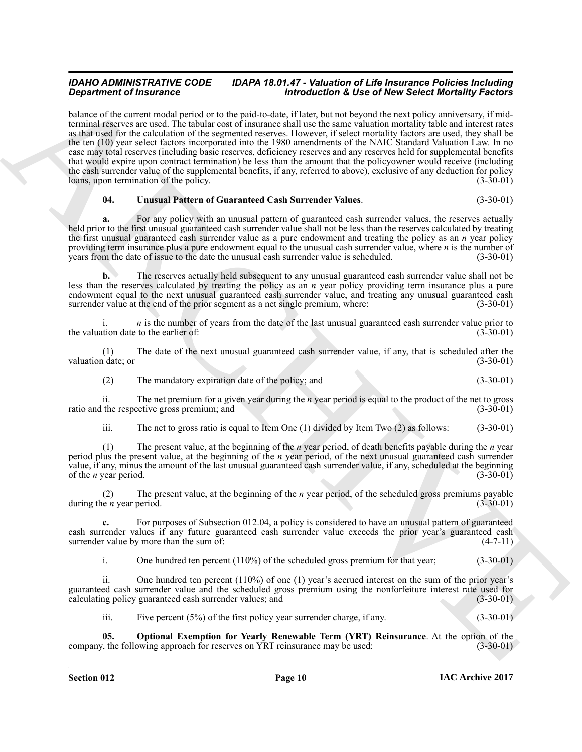balance of the current modal period or to the paid-to-date, if later, but not beyond the next policy anniversary, if mid-terminal reserves are used. The tabular cost of insurance shall use the same valuation mortality table and interest rates as that used for the calculation of the segmented reserves. However, if select mortality factors are used, they shall be the ten (10) year select factors incorporated into the 1980 amendments of the NAIC Standard Valuation Law. In no case may total reserves (including basic reserves, deficiency reserves and any reserves held for supplemental benefits that would expire upon contract termination) be less than the amount that the policyowner would receive (including the cash surrender value of the supplemental benefits, if any, referred to above), exclusive of any deduction for policy loans, upon termination of the policy. (3-30-01)

**04. Unusual Pattern of Guaranteed Cash Surrender Values**. (3-30-01)

**a.** For any policy with an unusual pattern of guaranteed cash surrender values, the reserves actually held prior to the first unusual guaranteed cash surrender value shall not be less than the reserves calculated by treating the first unusual guaranteed cash surrender value as a pure endowment and treating the policy as an $n$ year policy providing term insurance plus a pure endowment equal to the unusual cash surrender value, where $n$ is the number of years from the date of issue to the date the unusual cash surrender value is scheduled. (3-30-01)

**b.** The reserves actually held subsequent to any unusual guaranteed cash surrender value shall not be less than the reserves calculated by treating the policy as an $n$ year policy providing term insurance plus a pure endowment equal to the next unusual guaranteed cash surrender value, and treating any unusual guaranteed cash surrender value at the end of the prior segment as a net single premium, where: (3-30-01)

i. $n$ is the number of years from the date of the last unusual guaranteed cash surrender value prior to the valuation date to the earlier of: (3-30-01)

(1) The date of the next unusual guaranteed cash surrender value, if any, that is scheduled after the valuation date; or (3-30-01)

(2) The mandatory expiration date of the policy; and (3-30-01)

ii. The net premium for a given year during the $n$ year period is equal to the product of the net to gross ratio and the respective gross premium; and (3-30-01)

iii. The net to gross ratio is equal to Item One (1) divided by Item Two (2) as follows: (3-30-01)

(1) The present value, at the beginning of the $n$ year period, of death benefits payable during the $n$ year period plus the present value, at the beginning of the $n$ year period, of the next unusual guaranteed cash surrender value, if any, minus the amount of the last unusual guaranteed cash surrender value, if any, scheduled at the beginning of the $n$ year period. (3-30-01)

(2) The present value, at the beginning of the $n$ year period, of the scheduled gross premiums payable during the $n$ year period. (3-30-01)

**c.** For purposes of Subsection 012.04, a policy is considered to have an unusual pattern of guaranteed cash surrender values if any future guaranteed cash surrender value exceeds the prior year's guaranteed cash surrender value by more than the sum of: (4-7-11)

i. One hundred ten percent (110%) of the scheduled gross premium for that year; (3-30-01)

ii. One hundred ten percent (110%) of one (1) year's accrued interest on the sum of the prior year's guaranteed cash surrender value and the scheduled gross premium using the nonforfeiture interest rate used for calculating policy guaranteed cash surrender values; and (3-30-01)

iii. Five percent (5%) of the first policy year surrender charge, if any. (3-30-01)

**05. Optional Exemption for Yearly Renewable Term (YRT) Reinsurance**. At the option of the company, the following approach for reserves on YRT reinsurance may be used: (3-30-01)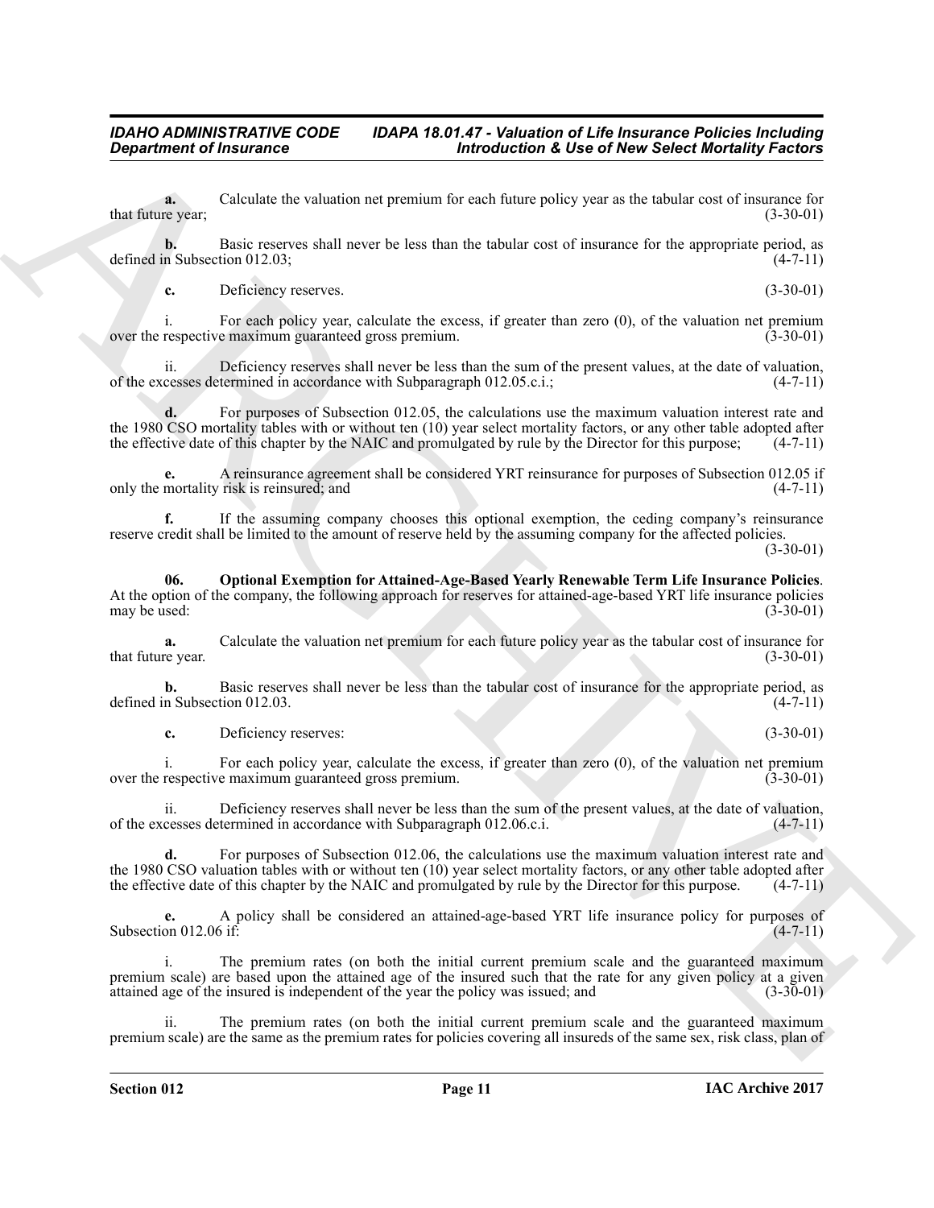**a.** Calculate the valuation net premium for each future policy year as the tabular cost of insurance for that future year; (3-30-01)

**b.** Basic reserves shall never be less than the tabular cost of insurance for the appropriate period, as defined in Subsection 012.03; (4-7-11)

**c.** Deficiency reserves. (3-30-01)

i. For each policy year, calculate the excess, if greater than zero (0), of the valuation net premium over the respective maximum guaranteed gross premium. (3-30-01)

ii. Deficiency reserves shall never be less than the sum of the present values, at the date of valuation, of the excesses determined in accordance with Subparagraph 012.05.c.i.; (4-7-11)

**d.** For purposes of Subsection 012.05, the calculations use the maximum valuation interest rate and the 1980 CSO mortality tables with or without ten (10) year select mortality factors, or any other table adopted after the effective date of this chapter by the NAIC and promulgated by rule by the Director for this purpose; (4-7-11)

**e.** A reinsurance agreement shall be considered YRT reinsurance for purposes of Subsection 012.05 if only the mortality risk is reinsured; and (4-7-11)

**f.** If the assuming company chooses this optional exemption, the ceding company's reinsurance reserve credit shall be limited to the amount of reserve held by the assuming company for the affected policies. (3-30-01)

**06. Optional Exemption for Attained-Age-Based Yearly Renewable Term Life Insurance Policies**. At the option of the company, the following approach for reserves for attained-age-based YRT life insurance policies may be used: (3-30-01)

**a.** Calculate the valuation net premium for each future policy year as the tabular cost of insurance for that future year. (3-30-01)

**b.** Basic reserves shall never be less than the tabular cost of insurance for the appropriate period, as defined in Subsection 012.03. (4-7-11)

**c.** Deficiency reserves: (3-30-01)

i. For each policy year, calculate the excess, if greater than zero (0), of the valuation net premium over the respective maximum guaranteed gross premium. (3-30-01)

ii. Deficiency reserves shall never be less than the sum of the present values, at the date of valuation, of the excesses determined in accordance with Subparagraph 012.06.c.i. (4-7-11)

**d.** For purposes of Subsection 012.06, the calculations use the maximum valuation interest rate and the 1980 CSO valuation tables with or without ten (10) year select mortality factors, or any other table adopted after the effective date of this chapter by the NAIC and promulgated by rule by the Director for this purpose. (4-7-11)

**e.** A policy shall be considered an attained-age-based YRT life insurance policy for purposes of Subsection 012.06 if: (4-7-11)

i. The premium rates (on both the initial current premium scale and the guaranteed maximum premium scale) are based upon the attained age of the insured such that the rate for any given policy at a given attained age of the insured is independent of the year the policy was issued; and (3-30-01)

ii. The premium rates (on both the initial current premium scale and the guaranteed maximum premium scale) are the same as the premium rates for policies covering all insureds of the same sex, risk class, plan of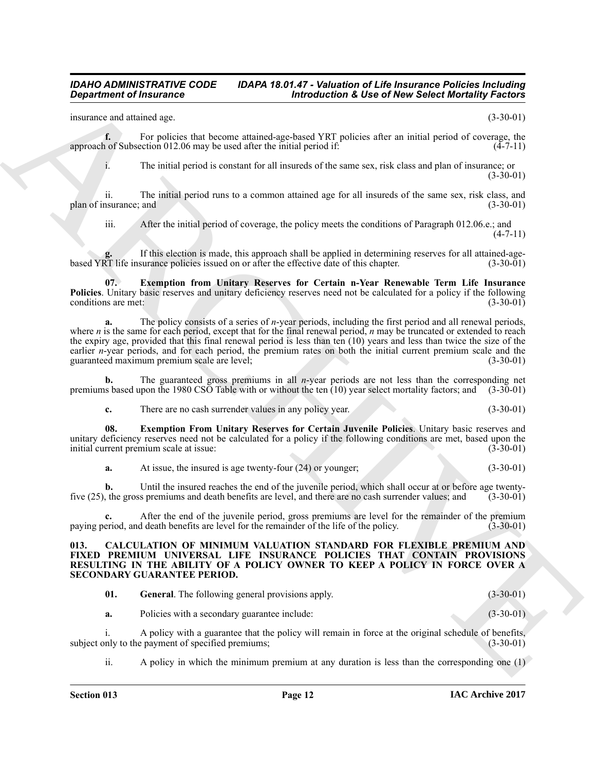insurance and attained age. (3-30-01)

**f.** For policies that become attained-age-based YRT policies after an initial period of coverage, the approach of Subsection 012.06 may be used after the initial period if: (4-7-11)

i. The initial period is constant for all insureds of the same sex, risk class and plan of insurance; or (3-30-01)

ii. The initial period runs to a common attained age for all insureds of the same sex, risk class, and plan of insurance; and (3-30-01)

iii. After the initial period of coverage, the policy meets the conditions of Paragraph 012.06.e.; and (4-7-11)

**g.** If this election is made, this approach shall be applied in determining reserves for all attained-age-based YRT life insurance policies issued on or after the effective date of this chapter. (3-30-01)

**07. Exemption from Unitary Reserves for Certain n-Year Renewable Term Life Insurance Policies**. Unitary basic reserves and unitary deficiency reserves need not be calculated for a policy if the following conditions are met: (3-30-01)

**a.** The policy consists of a series of *n*-year periods, including the first period and all renewal periods, where *n* is the same for each period, except that for the final renewal period, *n* may be truncated or extended to reach the expiry age, provided that this final renewal period is less than ten (10) years and less than twice the size of the earlier *n*-year periods, and for each period, the premium rates on both the initial current premium scale and the guaranteed maximum premium scale are level; (3-30-01)

**b.** The guaranteed gross premiums in all *n*-year periods are not less than the corresponding net premiums based upon the 1980 CSO Table with or without the ten (10) year select mortality factors; and (3-30-01)

**c.** There are no cash surrender values in any policy year. (3-30-01)

**08. Exemption From Unitary Reserves for Certain Juvenile Policies**. Unitary basic reserves and unitary deficiency reserves need not be calculated for a policy if the following conditions are met, based upon the initial current premium scale at issue: (3-30-01)

**a.** At issue, the insured is age twenty-four (24) or younger; (3-30-01)

**b.** Until the insured reaches the end of the juvenile period, which shall occur at or before age twenty-five (25), the gross premiums and death benefits are level, and there are no cash surrender values; and (3-30-01)

**c.** After the end of the juvenile period, gross premiums are level for the remainder of the premium paying period, and death benefits are level for the remainder of the life of the policy. (3-30-01)

**013. CALCULATION OF MINIMUM VALUATION STANDARD FOR FLEXIBLE PREMIUM AND FIXED PREMIUM UNIVERSAL LIFE INSURANCE POLICIES THAT CONTAIN PROVISIONS RESULTING IN THE ABILITY OF A POLICY OWNER TO KEEP A POLICY IN FORCE OVER A SECONDARY GUARANTEE PERIOD.**

**01. General**. The following general provisions apply. (3-30-01)

**a.** Policies with a secondary guarantee include: (3-30-01)

i. A policy with a guarantee that the policy will remain in force at the original schedule of benefits, subject only to the payment of specified premiums; (3-30-01)

ii. A policy in which the minimum premium at any duration is less than the corresponding one (1)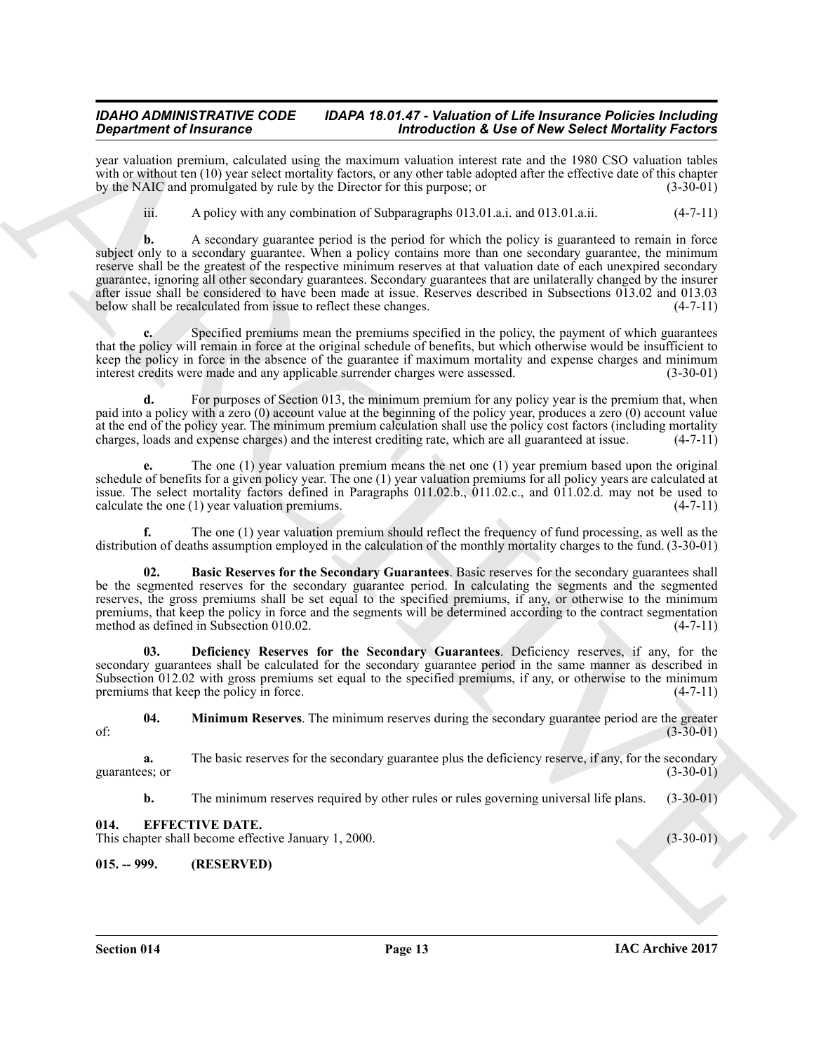year valuation premium, calculated using the maximum valuation interest rate and the 1980 CSO valuation tables with or without ten (10) year select mortality factors, or any other table adopted after the effective date of this chapter by the NAIC and promulgated by rule by the Director for this purpose; or (3-30-01)

iii. A policy with any combination of Subparagraphs 013.01.a.i. and 013.01.a.ii. (4-7-11)

**b.** A secondary guarantee period is the period for which the policy is guaranteed to remain in force subject only to a secondary guarantee. When a policy contains more than one secondary guarantee, the minimum reserve shall be the greatest of the respective minimum reserves at that valuation date of each unexpired secondary guarantee, ignoring all other secondary guarantees. Secondary guarantees that are unilaterally changed by the insurer after issue shall be considered to have been made at issue. Reserves described in Subsections 013.02 and 013.03 below shall be recalculated from issue to reflect these changes. (4-7-11)

**c.** Specified premiums mean the premiums specified in the policy, the payment of which guarantees that the policy will remain in force at the original schedule of benefits, but which otherwise would be insufficient to keep the policy in force in the absence of the guarantee if maximum mortality and expense charges and minimum interest credits were made and any applicable surrender charges were assessed. (3-30-01)

**d.** For purposes of Section 013, the minimum premium for any policy year is the premium that, when paid into a policy with a zero (0) account value at the beginning of the policy year, produces a zero (0) account value at the end of the policy year. The minimum premium calculation shall use the policy cost factors (including mortality charges, loads and expense charges) and the interest crediting rate, which are all guaranteed at issue. (4-7-11)

**e.** The one (1) year valuation premium means the net one (1) year premium based upon the original schedule of benefits for a given policy year. The one (1) year valuation premiums for all policy years are calculated at issue. The select mortality factors defined in Paragraphs 011.02.b., 011.02.c., and 011.02.d. may not be used to calculate the one (1) year valuation premiums. (4-7-11)

**f.** The one (1) year valuation premium should reflect the frequency of fund processing, as well as the distribution of deaths assumption employed in the calculation of the monthly mortality charges to the fund. (3-30-01)

**02. Basic Reserves for the Secondary Guarantees**. Basic reserves for the secondary guarantees shall be the segmented reserves for the secondary guarantee period. In calculating the segments and the segmented reserves, the gross premiums shall be set equal to the specified premiums, if any, or otherwise to the minimum premiums, that keep the policy in force and the segments will be determined according to the contract segmentation method as defined in Subsection 010.02. (4-7-11)

**03. Deficiency Reserves for the Secondary Guarantees**. Deficiency reserves, if any, for the secondary guarantees shall be calculated for the secondary guarantee period in the same manner as described in Subsection 012.02 with gross premiums set equal to the specified premiums, if any, or otherwise to the minimum premiums that keep the policy in force. (4-7-11)

**04. Minimum Reserves**. The minimum reserves during the secondary guarantee period are the greater of: (3-30-01)

**a.** The basic reserves for the secondary guarantee plus the deficiency reserve, if any, for the secondary guarantees; or (3-30-01)

**b.** The minimum reserves required by other rules or rules governing universal life plans. (3-30-01)

## 014. EFFECTIVE DATE.

This chapter shall become effective January 1, 2000. (3-30-01)

## 015. -- 999. (RESERVED)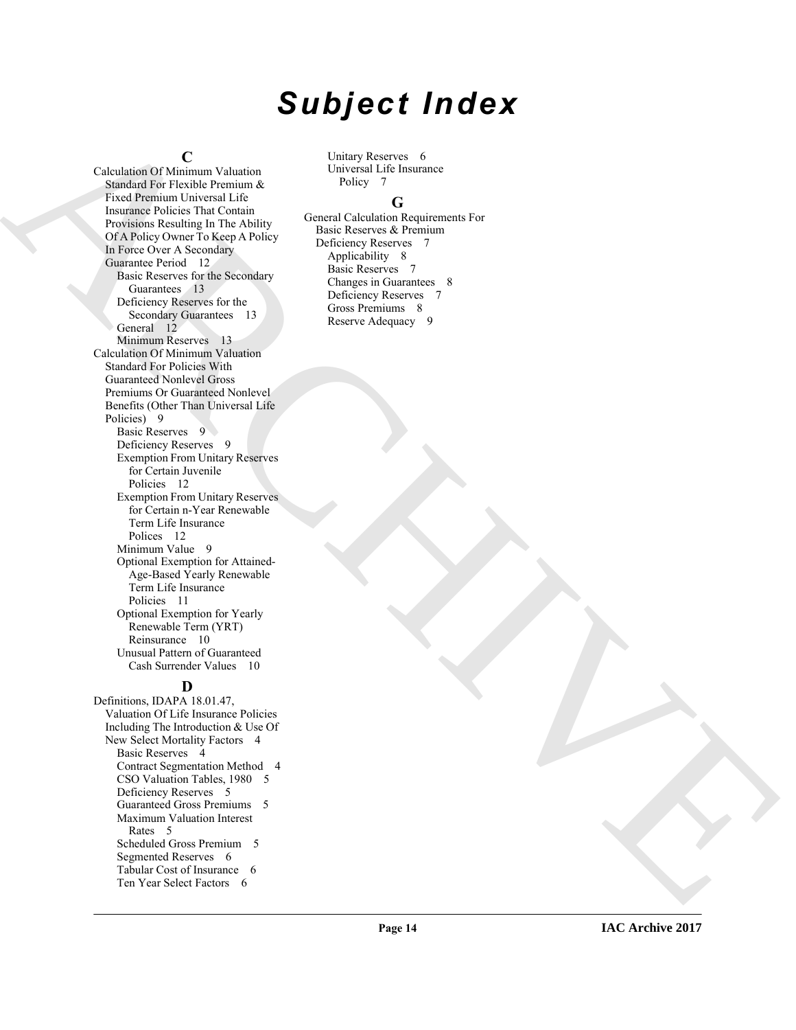# Subject Index

**C**

Calculation Of Minimum Valuation Standard For Flexible Premium & Fixed Premium Universal Life Insurance Policies That Contain Provisions Resulting In The Ability Of A Policy Owner To Keep A Policy In Force Over A Secondary Guarantee Period 12
- Basic Reserves for the Secondary Guarantees 13
- Deficiency Reserves for the Secondary Guarantees 13
- General 12
- Minimum Reserves 13

Calculation Of Minimum Valuation Standard For Policies With Guaranteed Nonlevel Gross Premiums Or Guaranteed Nonlevel Benefits (Other Than Universal Life Policies) 9
- Basic Reserves 9
- Deficiency Reserves 9
- Exemption From Unitary Reserves for Certain Juvenile Policies 12
- Exemption From Unitary Reserves for Certain n-Year Renewable Term Life Insurance Polices 12
- Minimum Value 9
- Optional Exemption for Attained-Age-Based Yearly Renewable Term Life Insurance Policies 11
- Optional Exemption for Yearly Renewable Term (YRT) Reinsurance 10
- Unusual Pattern of Guaranteed Cash Surrender Values 10

**D**

Definitions, IDAPA 18.01.47, Valuation Of Life Insurance Policies Including The Introduction & Use Of New Select Mortality Factors 4
- Basic Reserves 4
- Contract Segmentation Method 4
- CSO Valuation Tables, 1980 5
- Deficiency Reserves 5
- Guaranteed Gross Premiums 5
- Maximum Valuation Interest Rates 5
- Scheduled Gross Premium 5
- Segmented Reserves 6
- Tabular Cost of Insurance 6
- Ten Year Select Factors 6
- Unitary Reserves 6
- Universal Life Insurance Policy 7

**G**

General Calculation Requirements For Basic Reserves & Premium Deficiency Reserves 7
- Applicability 8
- Basic Reserves 7
- Changes in Guarantees 8
- Deficiency Reserves 7
- Gross Premiums 8
- Reserve Adequacy 9